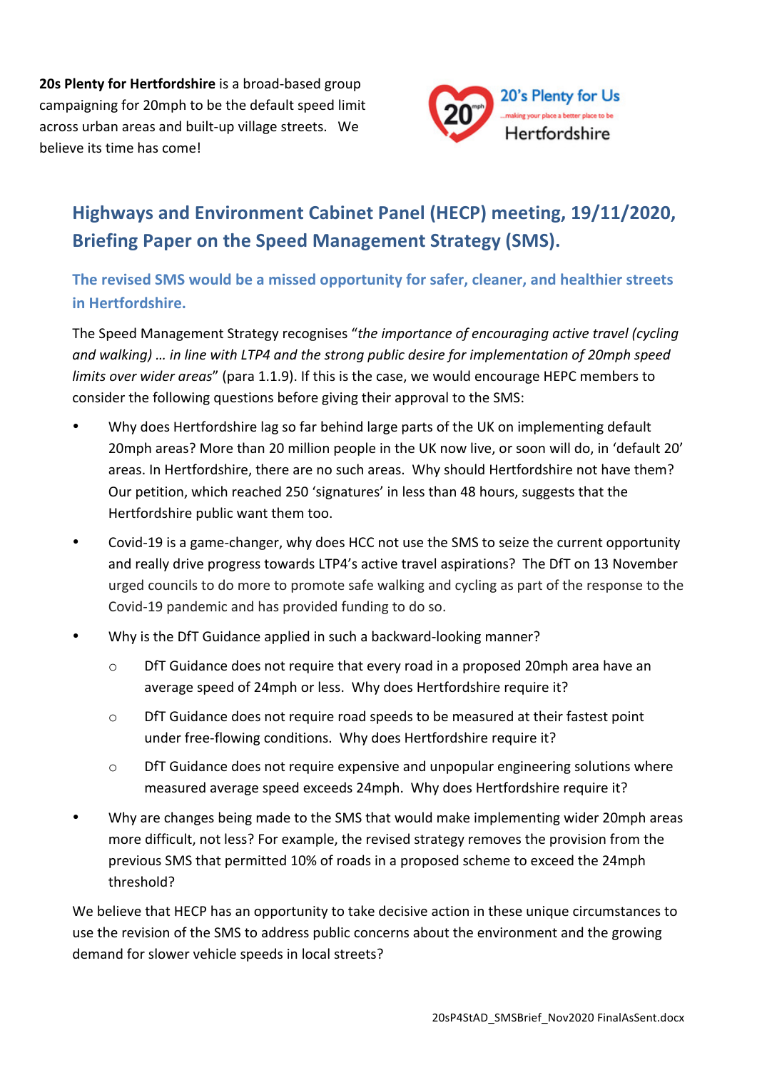**20s Plenty for Hertfordshire** is a broad-based group campaigning for 20mph to be the default speed limit across urban areas and built-up village streets. We believe its time has come!

20's Plenty for Us
...making your place a better place to be
Hertfordshire

## Highways and Environment Cabinet Panel (HECP) meeting, 19/11/2020, Briefing Paper on the Speed Management Strategy (SMS).

### The revised SMS would be a missed opportunity for safer, cleaner, and healthier streets in Hertfordshire.

The Speed Management Strategy recognises "*the importance of encouraging active travel (cycling and walking) … in line with LTP4 and the strong public desire for implementation of 20mph speed limits over wider areas*" (para 1.1.9). If this is the case, we would encourage HEPC members to consider the following questions before giving their approval to the SMS:

- Why does Hertfordshire lag so far behind large parts of the UK on implementing default 20mph areas? More than 20 million people in the UK now live, or soon will do, in 'default 20' areas. In Hertfordshire, there are no such areas. Why should Hertfordshire not have them? Our petition, which reached 250 'signatures' in less than 48 hours, suggests that the Hertfordshire public want them too.
- Covid-19 is a game-changer, why does HCC not use the SMS to seize the current opportunity and really drive progress towards LTP4's active travel aspirations? The DfT on 13 November urged councils to do more to promote safe walking and cycling as part of the response to the Covid-19 pandemic and has provided funding to do so.
- Why is the DfT Guidance applied in such a backward-looking manner?
    - DfT Guidance does not require that every road in a proposed 20mph area have an average speed of 24mph or less. Why does Hertfordshire require it?
    - DfT Guidance does not require road speeds to be measured at their fastest point under free-flowing conditions. Why does Hertfordshire require it?
    - DfT Guidance does not require expensive and unpopular engineering solutions where measured average speed exceeds 24mph. Why does Hertfordshire require it?
- Why are changes being made to the SMS that would make implementing wider 20mph areas more difficult, not less? For example, the revised strategy removes the provision from the previous SMS that permitted 10% of roads in a proposed scheme to exceed the 24mph threshold?

We believe that HECP has an opportunity to take decisive action in these unique circumstances to use the revision of the SMS to address public concerns about the environment and the growing demand for slower vehicle speeds in local streets?

20sP4StAD_SMSBrief_Nov2020 FinalAsSent.docx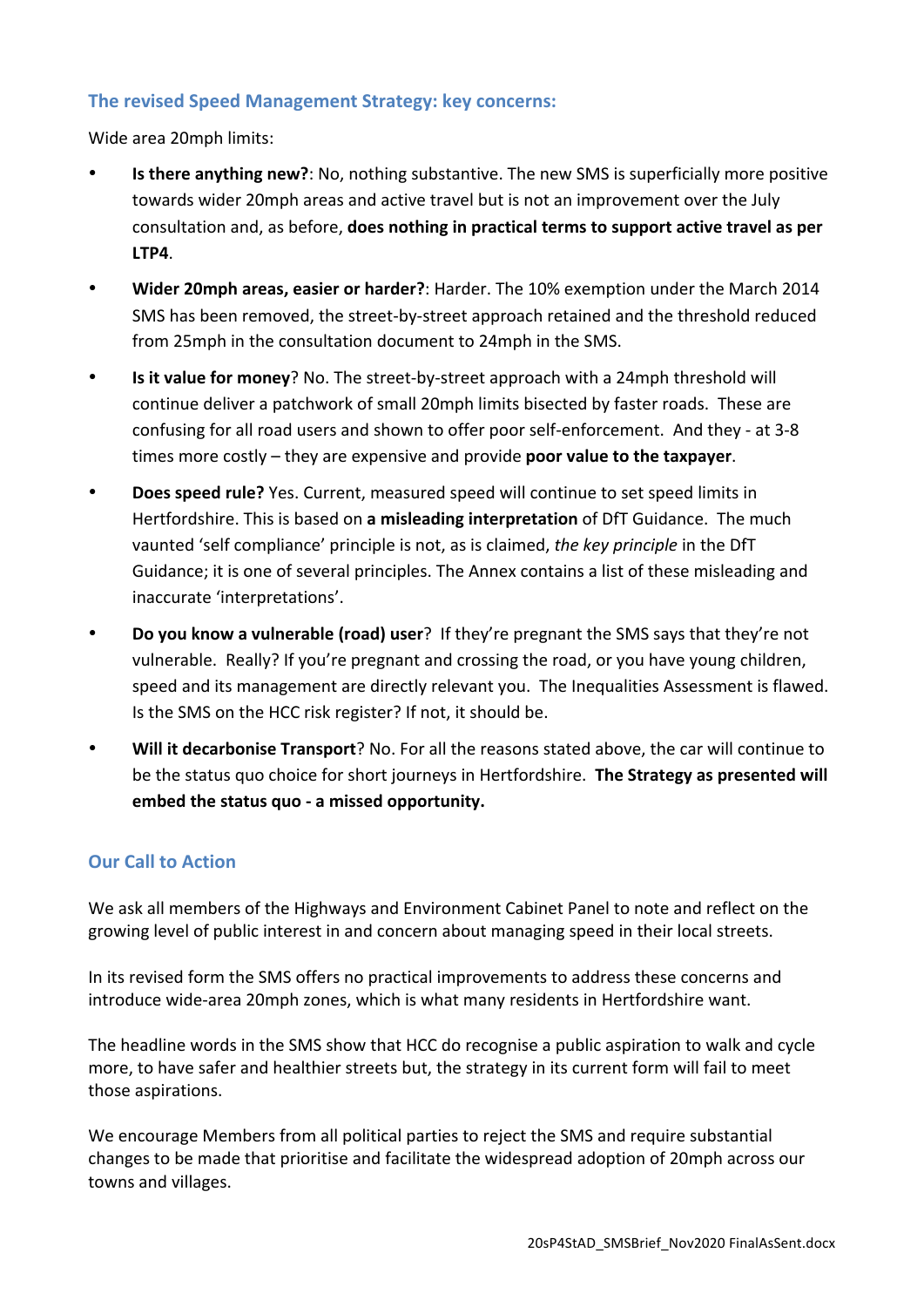## The revised Speed Management Strategy: key concerns:

Wide area 20mph limits:

- **Is there anything new?**: No, nothing substantive. The new SMS is superficially more positive towards wider 20mph areas and active travel but is not an improvement over the July consultation and, as before, **does nothing in practical terms to support active travel as per LTP4**.
- **Wider 20mph areas, easier or harder?**: Harder. The 10% exemption under the March 2014 SMS has been removed, the street-by-street approach retained and the threshold reduced from 25mph in the consultation document to 24mph in the SMS.
- **Is it value for money**? No. The street-by-street approach with a 24mph threshold will continue deliver a patchwork of small 20mph limits bisected by faster roads. These are confusing for all road users and shown to offer poor self-enforcement. And they - at 3-8 times more costly – they are expensive and provide **poor value to the taxpayer**.
- **Does speed rule?** Yes. Current, measured speed will continue to set speed limits in Hertfordshire. This is based on **a misleading interpretation** of DfT Guidance. The much vaunted 'self compliance' principle is not, as is claimed, *the key principle* in the DfT Guidance; it is one of several principles. The Annex contains a list of these misleading and inaccurate 'interpretations'.
- **Do you know a vulnerable (road) user**? If they're pregnant the SMS says that they're not vulnerable. Really? If you're pregnant and crossing the road, or you have young children, speed and its management are directly relevant you. The Inequalities Assessment is flawed. Is the SMS on the HCC risk register? If not, it should be.
- **Will it decarbonise Transport**? No. For all the reasons stated above, the car will continue to be the status quo choice for short journeys in Hertfordshire. **The Strategy as presented will embed the status quo - a missed opportunity.**

## Our Call to Action

We ask all members of the Highways and Environment Cabinet Panel to note and reflect on the growing level of public interest in and concern about managing speed in their local streets.

In its revised form the SMS offers no practical improvements to address these concerns and introduce wide-area 20mph zones, which is what many residents in Hertfordshire want.

The headline words in the SMS show that HCC do recognise a public aspiration to walk and cycle more, to have safer and healthier streets but, the strategy in its current form will fail to meet those aspirations.

We encourage Members from all political parties to reject the SMS and require substantial changes to be made that prioritise and facilitate the widespread adoption of 20mph across our towns and villages.

20sP4StAD_SMSBrief_Nov2020 FinalAsSent.docx